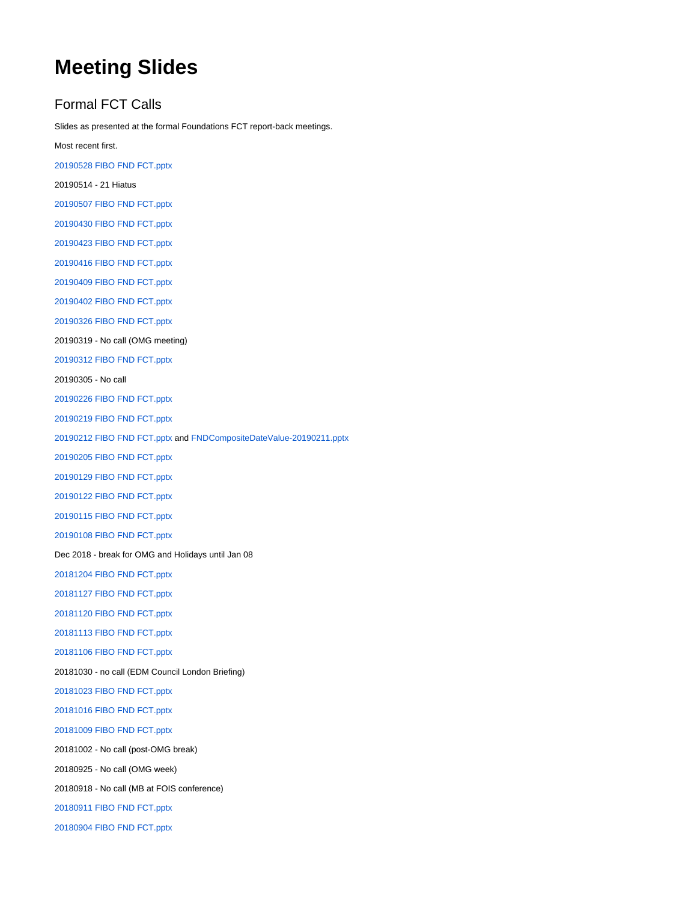# Meeting Slides

## Formal FCT Calls

Slides as presented at the formal Foundations FCT report-back meetings.

Most recent first.

20190528 FIBO FND FCT.pptx

20190514 - 21 Hiatus

20190507 FIBO FND FCT.pptx

20190430 FIBO FND FCT.pptx

20190423 FIBO FND FCT.pptx

20190416 FIBO FND FCT.pptx

20190409 FIBO FND FCT.pptx

20190402 FIBO FND FCT.pptx

20190326 FIBO FND FCT.pptx

20190319 - No call (OMG meeting)

20190312 FIBO FND FCT.pptx

20190305 - No call

20190226 FIBO FND FCT.pptx

20190219 FIBO FND FCT.pptx

20190212 FIBO FND FCT.pptx and FNDCompositeDateValue-20190211.pptx

20190205 FIBO FND FCT.pptx

20190129 FIBO FND FCT.pptx

20190122 FIBO FND FCT.pptx

20190115 FIBO FND FCT.pptx

20190108 FIBO FND FCT.pptx

Dec 2018 - break for OMG and Holidays until Jan 08

20181204 FIBO FND FCT.pptx

20181127 FIBO FND FCT.pptx

20181120 FIBO FND FCT.pptx

20181113 FIBO FND FCT.pptx

20181106 FIBO FND FCT.pptx

20181030 - no call (EDM Council London Briefing)

20181023 FIBO FND FCT.pptx

20181016 FIBO FND FCT.pptx

20181009 FIBO FND FCT.pptx

20181002 - No call (post-OMG break)

20180925 - No call (OMG week)

20180918 - No call (MB at FOIS conference)

20180911 FIBO FND FCT.pptx

20180904 FIBO FND FCT.pptx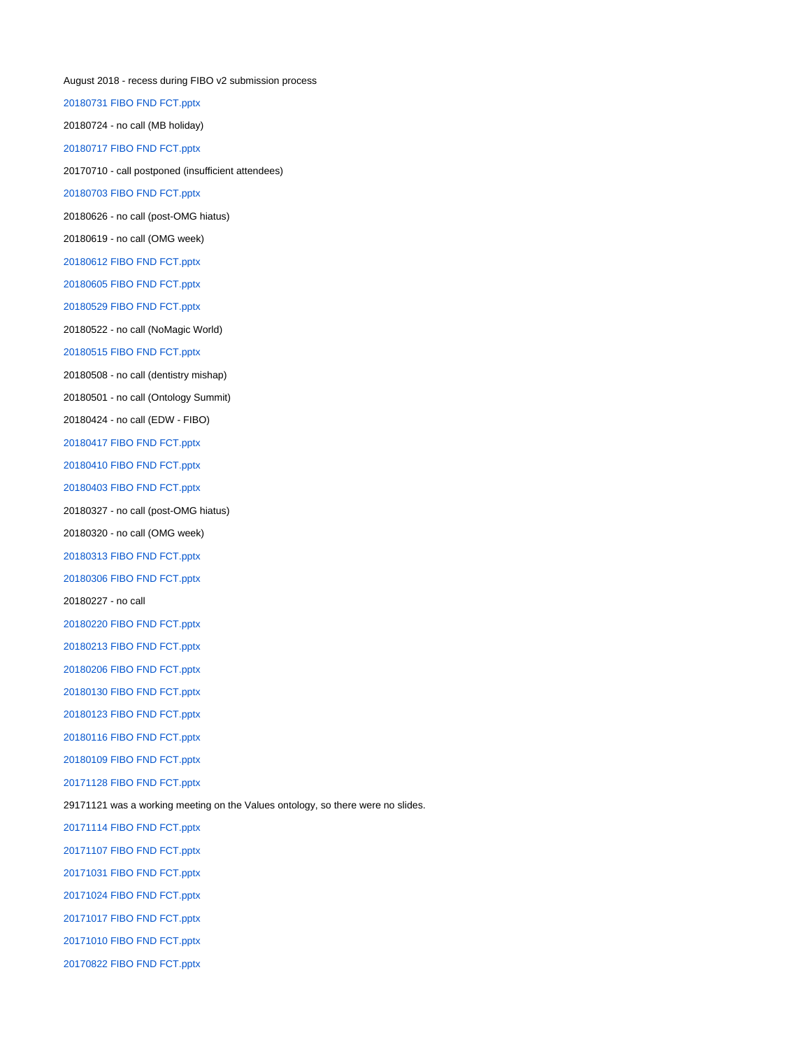August 2018 - recess during FIBO v2 submission process

20180731 FIBO FND FCT.pptx

20180724 - no call (MB holiday)

20180717 FIBO FND FCT.pptx

20170710 - call postponed (insufficient attendees)

20180703 FIBO FND FCT.pptx

20180626 - no call (post-OMG hiatus)

20180619 - no call (OMG week)

20180612 FIBO FND FCT.pptx

20180605 FIBO FND FCT.pptx

20180529 FIBO FND FCT.pptx

20180522 - no call (NoMagic World)

20180515 FIBO FND FCT.pptx

20180508 - no call (dentistry mishap)

20180501 - no call (Ontology Summit)

20180424 - no call (EDW - FIBO)

20180417 FIBO FND FCT.pptx

20180410 FIBO FND FCT.pptx

20180403 FIBO FND FCT.pptx

20180327 - no call (post-OMG hiatus)

20180320 - no call (OMG week)

20180313 FIBO FND FCT.pptx

20180306 FIBO FND FCT.pptx

20180227 - no call

20180220 FIBO FND FCT.pptx

20180213 FIBO FND FCT.pptx

20180206 FIBO FND FCT.pptx

20180130 FIBO FND FCT.pptx

20180123 FIBO FND FCT.pptx

20180116 FIBO FND FCT.pptx

20180109 FIBO FND FCT.pptx

20171128 FIBO FND FCT.pptx

29171121 was a working meeting on the Values ontology, so there were no slides.

20171114 FIBO FND FCT.pptx

20171107 FIBO FND FCT.pptx

20171031 FIBO FND FCT.pptx

20171024 FIBO FND FCT.pptx

20171017 FIBO FND FCT.pptx

20171010 FIBO FND FCT.pptx

20170822 FIBO FND FCT.pptx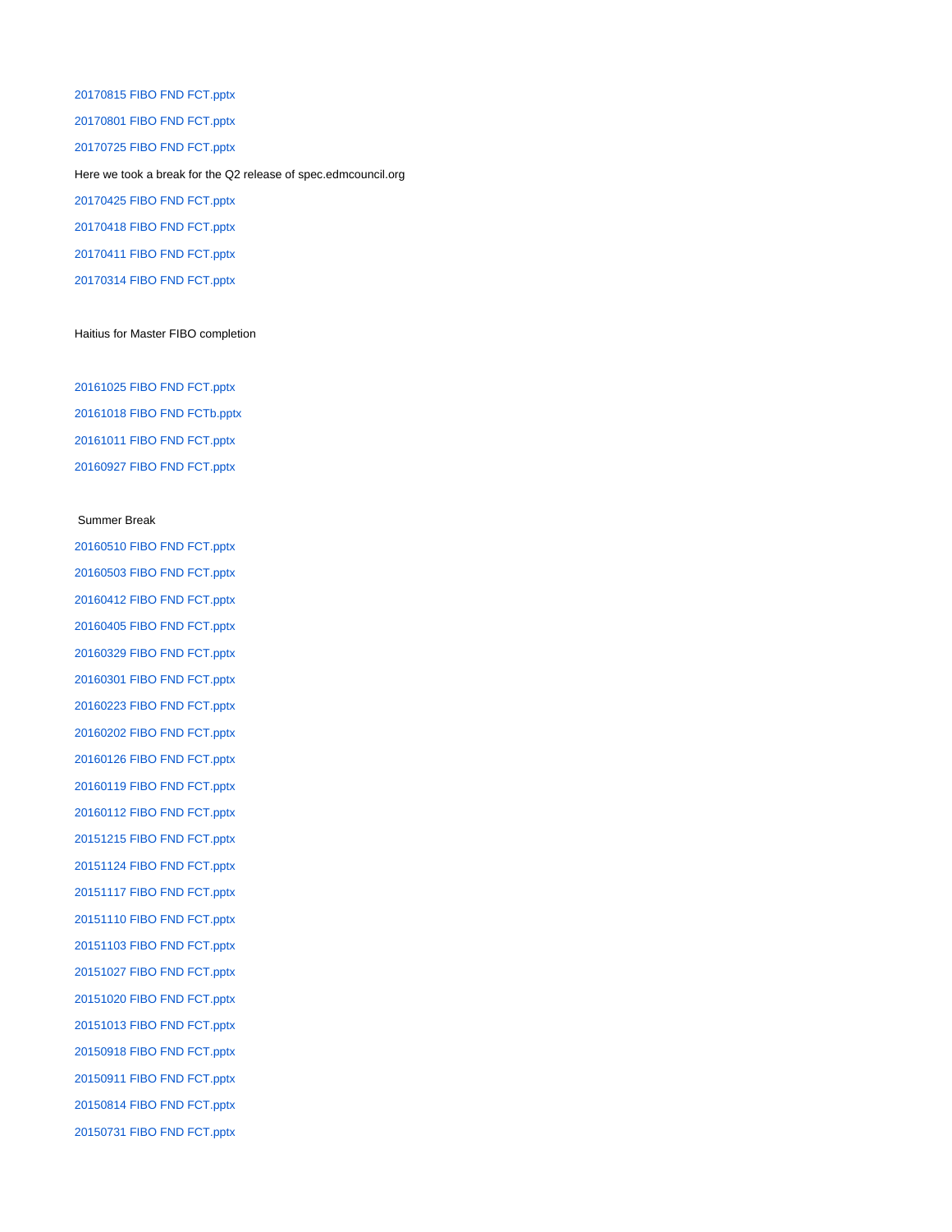20170815 FIBO FND FCT.pptx

20170801 FIBO FND FCT.pptx

20170725 FIBO FND FCT.pptx

Here we took a break for the Q2 release of spec.edmcouncil.org

20170425 FIBO FND FCT.pptx

20170418 FIBO FND FCT.pptx

20170411 FIBO FND FCT.pptx

20170314 FIBO FND FCT.pptx

Haitius for Master FIBO completion

20161025 FIBO FND FCT.pptx

20161018 FIBO FND FCTb.pptx

20161011 FIBO FND FCT.pptx

20160927 FIBO FND FCT.pptx

Summer Break

20160510 FIBO FND FCT.pptx

20160503 FIBO FND FCT.pptx

20160412 FIBO FND FCT.pptx

20160405 FIBO FND FCT.pptx

20160329 FIBO FND FCT.pptx

20160301 FIBO FND FCT.pptx

20160223 FIBO FND FCT.pptx

20160202 FIBO FND FCT.pptx

20160126 FIBO FND FCT.pptx

20160119 FIBO FND FCT.pptx

20160112 FIBO FND FCT.pptx

20151215 FIBO FND FCT.pptx

20151124 FIBO FND FCT.pptx

20151117 FIBO FND FCT.pptx

20151110 FIBO FND FCT.pptx

20151103 FIBO FND FCT.pptx

20151027 FIBO FND FCT.pptx

20151020 FIBO FND FCT.pptx

20151013 FIBO FND FCT.pptx

20150918 FIBO FND FCT.pptx

20150911 FIBO FND FCT.pptx

20150814 FIBO FND FCT.pptx

20150731 FIBO FND FCT.pptx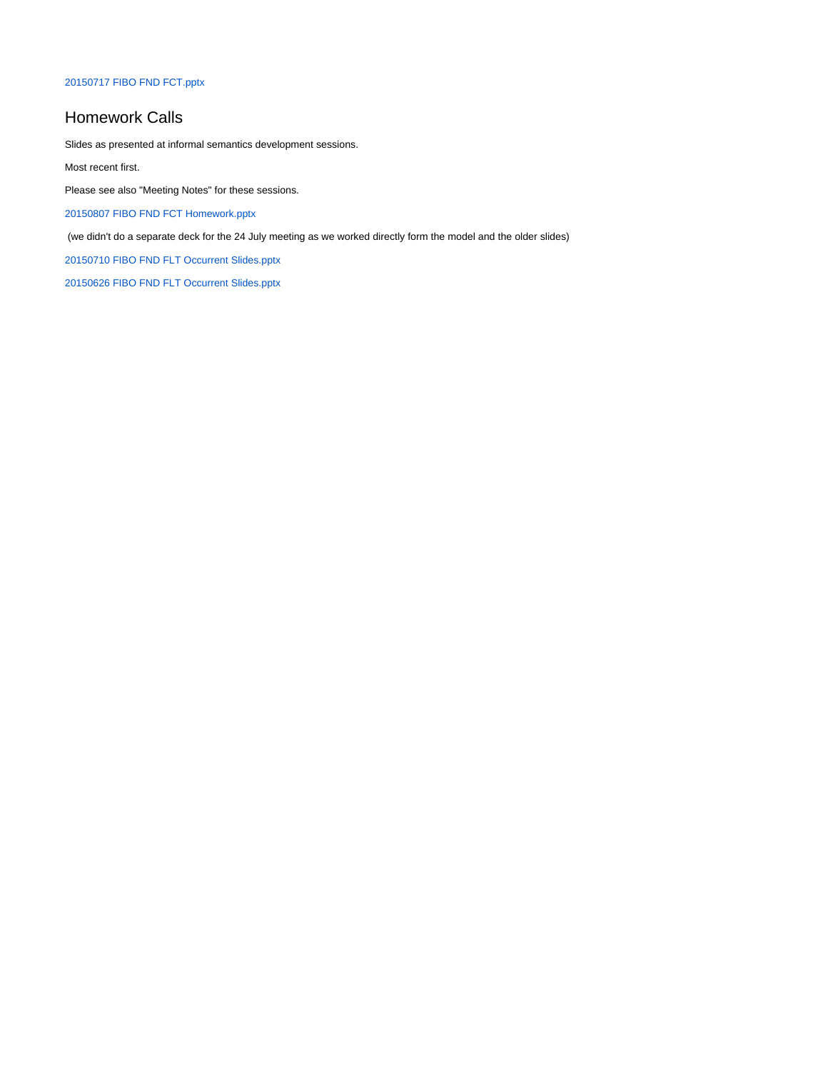20150717 FIBO FND FCT.pptx

## Homework Calls

Slides as presented at informal semantics development sessions.

Most recent first.

Please see also "Meeting Notes" for these sessions.

20150807 FIBO FND FCT Homework.pptx

(we didn't do a separate deck for the 24 July meeting as we worked directly form the model and the older slides)

20150710 FIBO FND FLT Occurrent Slides.pptx

20150626 FIBO FND FLT Occurrent Slides.pptx